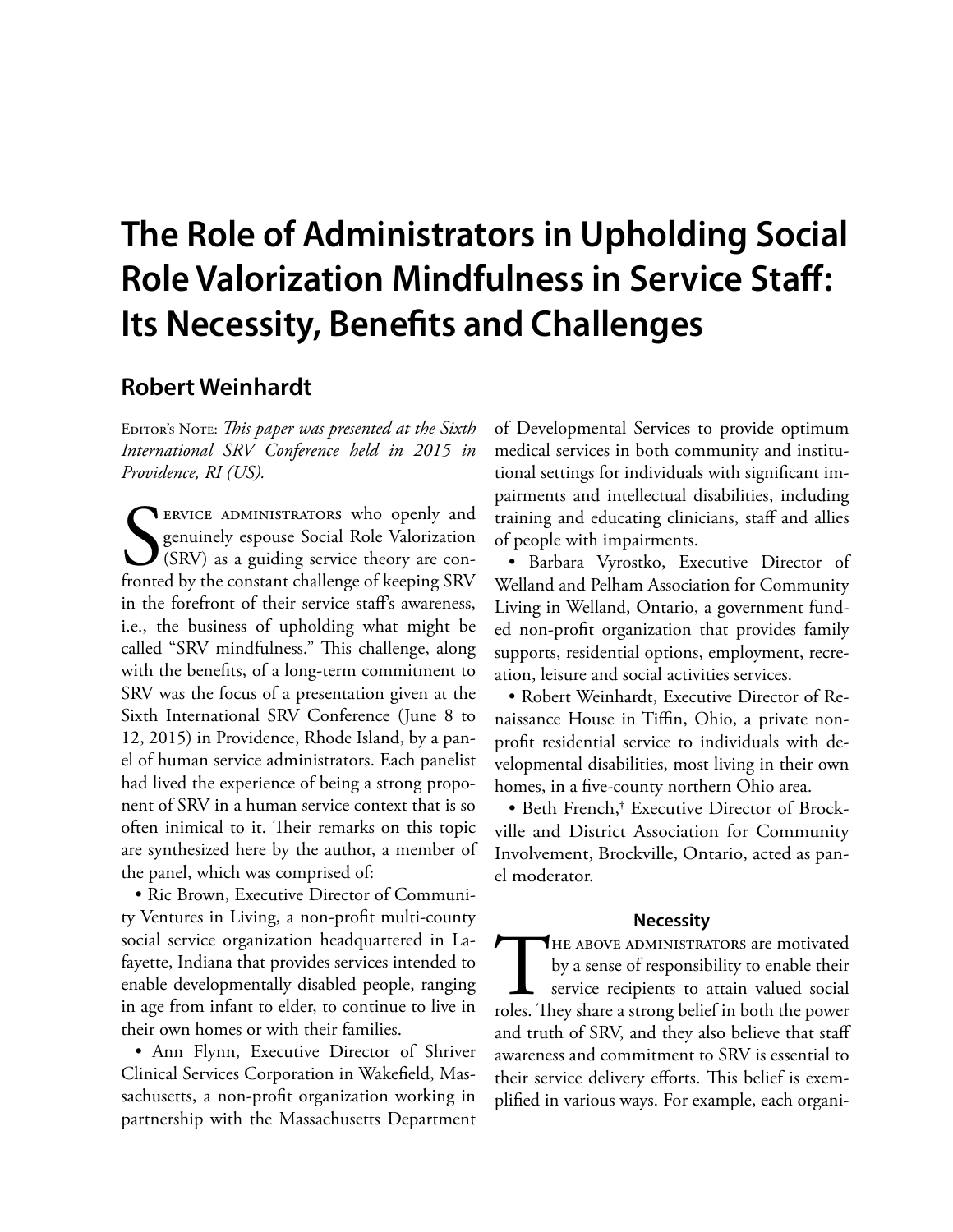# The Role of Administrators in Upholding Social Role Valorization Mindfulness in Service Staff: Its Necessity, Benefits and Challenges

## Robert Weinhardt

Editor's Note: *This paper was presented at the Sixth International SRV Conference held in 2015 in Providence, RI (US).*

Service administrators who openly and genuinely espouse Social Role Valorization (SRV) as a guiding service theory are confronted by the constant challenge of keeping SRV in the forefront of their service staff's awareness, i.e., the business of upholding what might be called "SRV mindfulness." This challenge, along with the benefits, of a long-term commitment to SRV was the focus of a presentation given at the Sixth International SRV Conference (June 8 to 12, 2015) in Providence, Rhode Island, by a panel of human service administrators. Each panelist had lived the experience of being a strong proponent of SRV in a human service context that is so often inimical to it. Their remarks on this topic are synthesized here by the author, a member of the panel, which was comprised of:

- Ric Brown, Executive Director of Community Ventures in Living, a non-profit multi-county social service organization headquartered in Lafayette, Indiana that provides services intended to enable developmentally disabled people, ranging in age from infant to elder, to continue to live in their own homes or with their families.
- Ann Flynn, Executive Director of Shriver Clinical Services Corporation in Wakefield, Massachusetts, a non-profit organization working in partnership with the Massachusetts Department of Developmental Services to provide optimum medical services in both community and institutional settings for individuals with significant impairments and intellectual disabilities, including training and educating clinicians, staff and allies of people with impairments.
- Barbara Vyrostko, Executive Director of Welland and Pelham Association for Community Living in Welland, Ontario, a government funded non-profit organization that provides family supports, residential options, employment, recreation, leisure and social activities services.
- Robert Weinhardt, Executive Director of Renaissance House in Tiffin, Ohio, a private non-profit residential service to individuals with developmental disabilities, most living in their own homes, in a five-county northern Ohio area.
- Beth French,† Executive Director of Brockville and District Association for Community Involvement, Brockville, Ontario, acted as panel moderator.

### Necessity

The above administrators are motivated by a sense of responsibility to enable their service recipients to attain valued social roles. They share a strong belief in both the power and truth of SRV, and they also believe that staff awareness and commitment to SRV is essential to their service delivery efforts. This belief is exemplified in various ways. For example, each organi-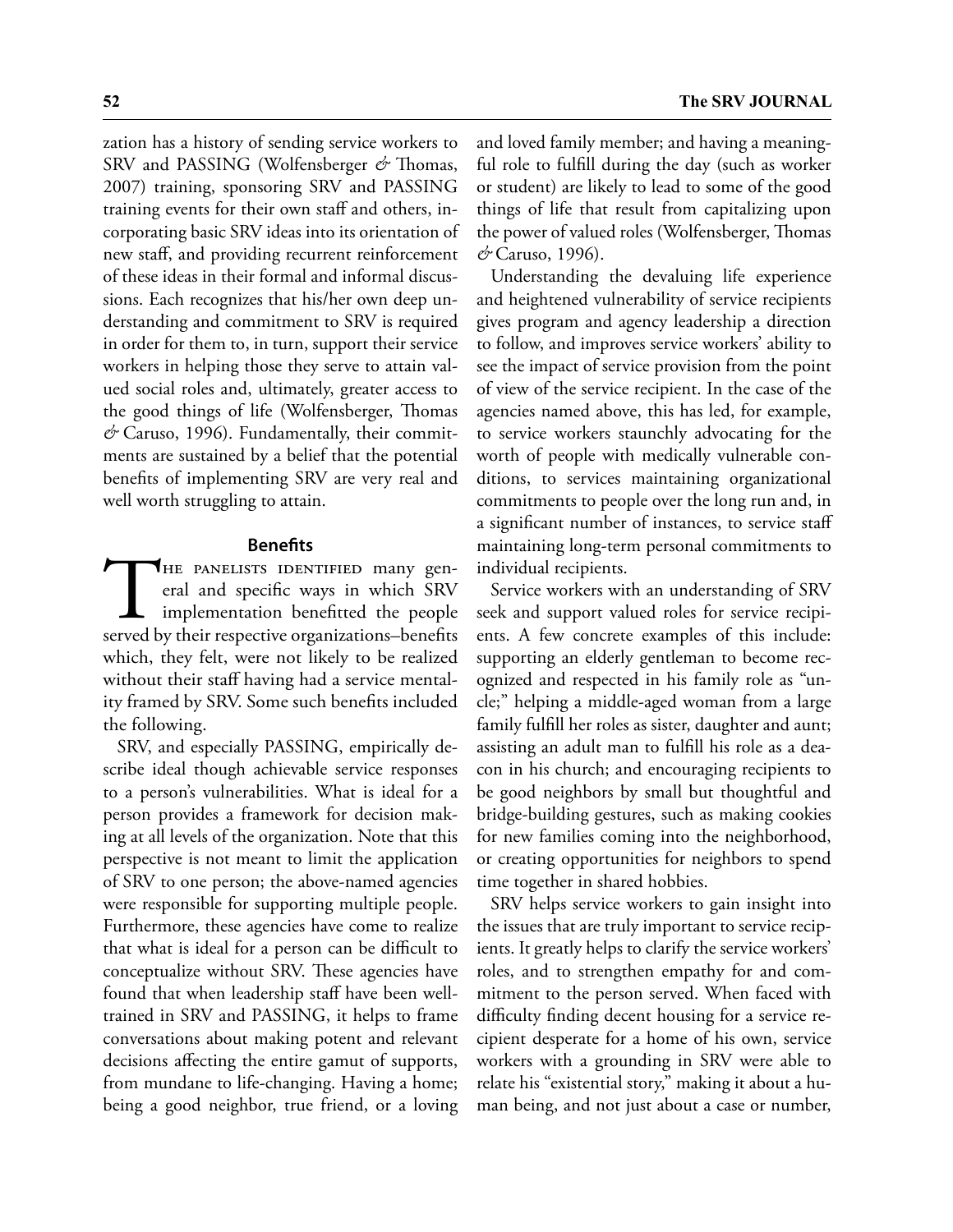zation has a history of sending service workers to SRV and PASSING (Wolfensberger & Thomas, 2007) training, sponsoring SRV and PASSING training events for their own staff and others, incorporating basic SRV ideas into its orientation of new staff, and providing recurrent reinforcement of these ideas in their formal and informal discussions. Each recognizes that his/her own deep understanding and commitment to SRV is required in order for them to, in turn, support their service workers in helping those they serve to attain valued social roles and, ultimately, greater access to the good things of life (Wolfensberger, Thomas & Caruso, 1996). Fundamentally, their commitments are sustained by a belief that the potential benefits of implementing SRV are very real and well worth struggling to attain.

### Benefits

The panelists identified many general and specific ways in which SRV implementation benefitted the people served by their respective organizations–benefits which, they felt, were not likely to be realized without their staff having had a service mentality framed by SRV. Some such benefits included the following.

SRV, and especially PASSING, empirically describe ideal though achievable service responses to a person's vulnerabilities. What is ideal for a person provides a framework for decision making at all levels of the organization. Note that this perspective is not meant to limit the application of SRV to one person; the above-named agencies were responsible for supporting multiple people. Furthermore, these agencies have come to realize that what is ideal for a person can be difficult to conceptualize without SRV. These agencies have found that when leadership staff have been well-trained in SRV and PASSING, it helps to frame conversations about making potent and relevant decisions affecting the entire gamut of supports, from mundane to life-changing. Having a home; being a good neighbor, true friend, or a loving and loved family member; and having a meaningful role to fulfill during the day (such as worker or student) are likely to lead to some of the good things of life that result from capitalizing upon the power of valued roles (Wolfensberger, Thomas & Caruso, 1996).

Understanding the devaluing life experience and heightened vulnerability of service recipients gives program and agency leadership a direction to follow, and improves service workers' ability to see the impact of service provision from the point of view of the service recipient. In the case of the agencies named above, this has led, for example, to service workers staunchly advocating for the worth of people with medically vulnerable conditions, to services maintaining organizational commitments to people over the long run and, in a significant number of instances, to service staff maintaining long-term personal commitments to individual recipients.

Service workers with an understanding of SRV seek and support valued roles for service recipients. A few concrete examples of this include: supporting an elderly gentleman to become recognized and respected in his family role as "uncle;" helping a middle-aged woman from a large family fulfill her roles as sister, daughter and aunt; assisting an adult man to fulfill his role as a deacon in his church; and encouraging recipients to be good neighbors by small but thoughtful and bridge-building gestures, such as making cookies for new families coming into the neighborhood, or creating opportunities for neighbors to spend time together in shared hobbies.

SRV helps service workers to gain insight into the issues that are truly important to service recipients. It greatly helps to clarify the service workers' roles, and to strengthen empathy for and commitment to the person served. When faced with difficulty finding decent housing for a service recipient desperate for a home of his own, service workers with a grounding in SRV were able to relate his "existential story," making it about a human being, and not just about a case or number,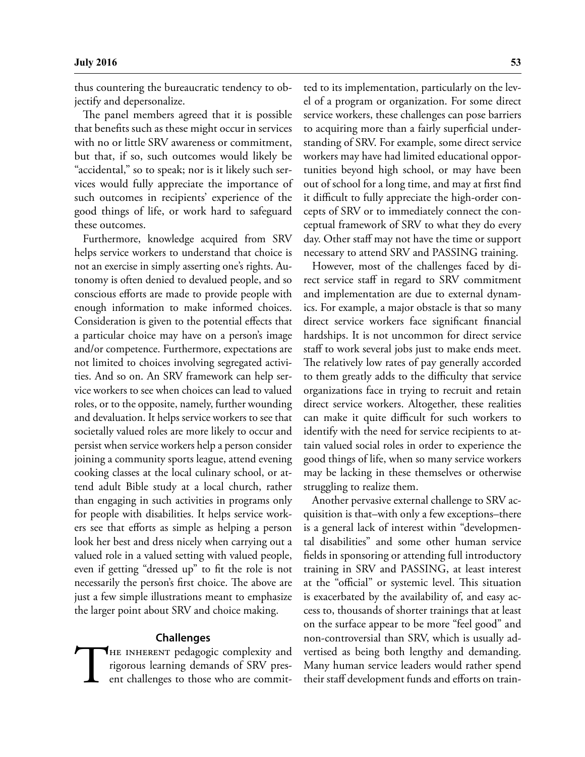thus countering the bureaucratic tendency to objectify and depersonalize.

The panel members agreed that it is possible that benefits such as these might occur in services with no or little SRV awareness or commitment, but that, if so, such outcomes would likely be "accidental," so to speak; nor is it likely such services would fully appreciate the importance of such outcomes in recipients' experience of the good things of life, or work hard to safeguard these outcomes.

Furthermore, knowledge acquired from SRV helps service workers to understand that choice is not an exercise in simply asserting one's rights. Autonomy is often denied to devalued people, and so conscious efforts are made to provide people with enough information to make informed choices. Consideration is given to the potential effects that a particular choice may have on a person's image and/or competence. Furthermore, expectations are not limited to choices involving segregated activities. And so on. An SRV framework can help service workers to see when choices can lead to valued roles, or to the opposite, namely, further wounding and devaluation. It helps service workers to see that societally valued roles are more likely to occur and persist when service workers help a person consider joining a community sports league, attend evening cooking classes at the local culinary school, or attend adult Bible study at a local church, rather than engaging in such activities in programs only for people with disabilities. It helps service workers see that efforts as simple as helping a person look her best and dress nicely when carrying out a valued role in a valued setting with valued people, even if getting "dressed up" to fit the role is not necessarily the person's first choice. The above are just a few simple illustrations meant to emphasize the larger point about SRV and choice making.

## Challenges

The inherent pedagogic complexity and rigorous learning demands of SRV present challenges to those who are committed to its implementation, particularly on the level of a program or organization. For some direct service workers, these challenges can pose barriers to acquiring more than a fairly superficial understanding of SRV. For example, some direct service workers may have had limited educational opportunities beyond high school, or may have been out of school for a long time, and may at first find it difficult to fully appreciate the high-order concepts of SRV or to immediately connect the conceptual framework of SRV to what they do every day. Other staff may not have the time or support necessary to attend SRV and PASSING training.

However, most of the challenges faced by direct service staff in regard to SRV commitment and implementation are due to external dynamics. For example, a major obstacle is that so many direct service workers face significant financial hardships. It is not uncommon for direct service staff to work several jobs just to make ends meet. The relatively low rates of pay generally accorded to them greatly adds to the difficulty that service organizations face in trying to recruit and retain direct service workers. Altogether, these realities can make it quite difficult for such workers to identify with the need for service recipients to attain valued social roles in order to experience the good things of life, when so many service workers may be lacking in these themselves or otherwise struggling to realize them.

Another pervasive external challenge to SRV acquisition is that–with only a few exceptions–there is a general lack of interest within "developmental disabilities" and some other human service fields in sponsoring or attending full introductory training in SRV and PASSING, at least interest at the "official" or systemic level. This situation is exacerbated by the availability of, and easy access to, thousands of shorter trainings that at least on the surface appear to be more "feel good" and non-controversial than SRV, which is usually advertised as being both lengthy and demanding. Many human service leaders would rather spend their staff development funds and efforts on train-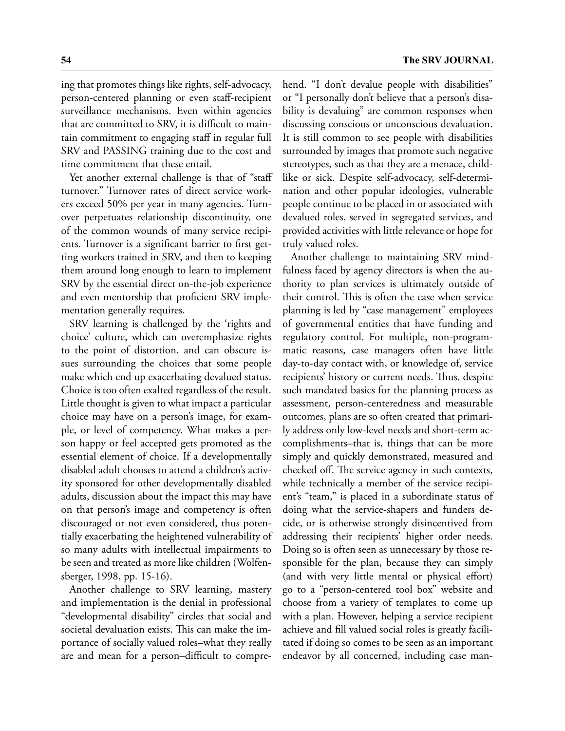ing that promotes things like rights, self-advocacy, person-centered planning or even staff-recipient surveillance mechanisms. Even within agencies that are committed to SRV, it is difficult to maintain commitment to engaging staff in regular full SRV and PASSING training due to the cost and time commitment that these entail.

Yet another external challenge is that of "staff turnover." Turnover rates of direct service workers exceed 50% per year in many agencies. Turnover perpetuates relationship discontinuity, one of the common wounds of many service recipients. Turnover is a significant barrier to first getting workers trained in SRV, and then to keeping them around long enough to learn to implement SRV by the essential direct on-the-job experience and even mentorship that proficient SRV implementation generally requires.

SRV learning is challenged by the 'rights and choice' culture, which can overemphasize rights to the point of distortion, and can obscure issues surrounding the choices that some people make which end up exacerbating devalued status. Choice is too often exalted regardless of the result. Little thought is given to what impact a particular choice may have on a person's image, for example, or level of competency. What makes a person happy or feel accepted gets promoted as the essential element of choice. If a developmentally disabled adult chooses to attend a children's activity sponsored for other developmentally disabled adults, discussion about the impact this may have on that person's image and competency is often discouraged or not even considered, thus potentially exacerbating the heightened vulnerability of so many adults with intellectual impairments to be seen and treated as more like children (Wolfensberger, 1998, pp. 15-16).

Another challenge to SRV learning, mastery and implementation is the denial in professional "developmental disability" circles that social and societal devaluation exists. This can make the importance of socially valued roles–what they really are and mean for a person–difficult to comprehend. "I don't devalue people with disabilities" or "I personally don't believe that a person's disability is devaluing" are common responses when discussing conscious or unconscious devaluation. It is still common to see people with disabilities surrounded by images that promote such negative stereotypes, such as that they are a menace, childlike or sick. Despite self-advocacy, self-determination and other popular ideologies, vulnerable people continue to be placed in or associated with devalued roles, served in segregated services, and provided activities with little relevance or hope for truly valued roles.

Another challenge to maintaining SRV mindfulness faced by agency directors is when the authority to plan services is ultimately outside of their control. This is often the case when service planning is led by "case management" employees of governmental entities that have funding and regulatory control. For multiple, non-programmatic reasons, case managers often have little day-to-day contact with, or knowledge of, service recipients' history or current needs. Thus, despite such mandated basics for the planning process as assessment, person-centeredness and measurable outcomes, plans are so often created that primarily address only low-level needs and short-term accomplishments–that is, things that can be more simply and quickly demonstrated, measured and checked off. The service agency in such contexts, while technically a member of the service recipient's "team," is placed in a subordinate status of doing what the service-shapers and funders decide, or is otherwise strongly disincentived from addressing their recipients' higher order needs. Doing so is often seen as unnecessary by those responsible for the plan, because they can simply (and with very little mental or physical effort) go to a "person-centered tool box" website and choose from a variety of templates to come up with a plan. However, helping a service recipient achieve and fill valued social roles is greatly facilitated if doing so comes to be seen as an important endeavor by all concerned, including case man-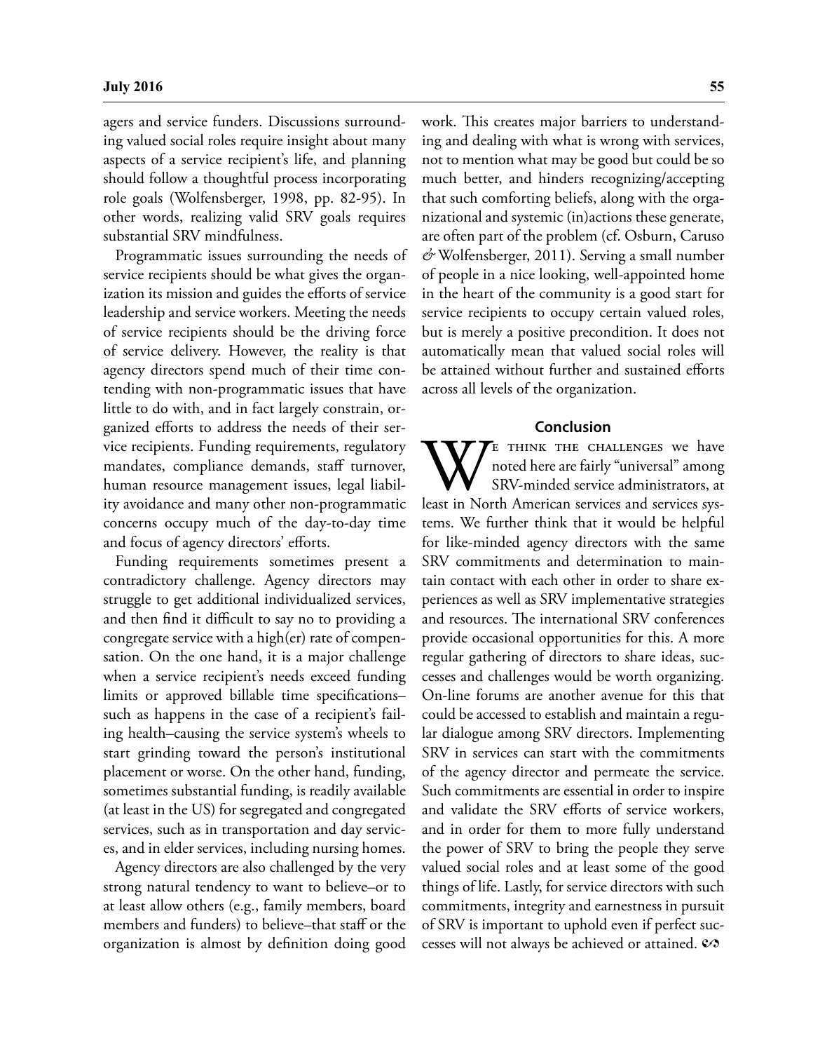agers and service funders. Discussions surrounding valued social roles require insight about many aspects of a service recipient's life, and planning should follow a thoughtful process incorporating role goals (Wolfensberger, 1998, pp. 82-95). In other words, realizing valid SRV goals requires substantial SRV mindfulness.

Programmatic issues surrounding the needs of service recipients should be what gives the organization its mission and guides the efforts of service leadership and service workers. Meeting the needs of service recipients should be the driving force of service delivery. However, the reality is that agency directors spend much of their time contending with non-programmatic issues that have little to do with, and in fact largely constrain, organized efforts to address the needs of their service recipients. Funding requirements, regulatory mandates, compliance demands, staff turnover, human resource management issues, legal liability avoidance and many other non-programmatic concerns occupy much of the day-to-day time and focus of agency directors' efforts.

Funding requirements sometimes present a contradictory challenge. Agency directors may struggle to get additional individualized services, and then find it difficult to say no to providing a congregate service with a high(er) rate of compensation. On the one hand, it is a major challenge when a service recipient's needs exceed funding limits or approved billable time specifications–such as happens in the case of a recipient's failing health–causing the service system's wheels to start grinding toward the person's institutional placement or worse. On the other hand, funding, sometimes substantial funding, is readily available (at least in the US) for segregated and congregated services, such as in transportation and day services, and in elder services, including nursing homes.

Agency directors are also challenged by the very strong natural tendency to want to believe–or to at least allow others (e.g., family members, board members and funders) to believe–that staff or the organization is almost by definition doing good work. This creates major barriers to understanding and dealing with what is wrong with services, not to mention what may be good but could be so much better, and hinders recognizing/accepting that such comforting beliefs, along with the organizational and systemic (in)actions these generate, are often part of the problem (cf. Osburn, Caruso & Wolfensberger, 2011). Serving a small number of people in a nice looking, well-appointed home in the heart of the community is a good start for service recipients to occupy certain valued roles, but is merely a positive precondition. It does not automatically mean that valued social roles will be attained without further and sustained efforts across all levels of the organization.

## Conclusion

We think the challenges we have noted here are fairly "universal" among SRV-minded service administrators, at least in North American services and services systems. We further think that it would be helpful for like-minded agency directors with the same SRV commitments and determination to maintain contact with each other in order to share experiences as well as SRV implementative strategies and resources. The international SRV conferences provide occasional opportunities for this. A more regular gathering of directors to share ideas, successes and challenges would be worth organizing. On-line forums are another avenue for this that could be accessed to establish and maintain a regular dialogue among SRV directors. Implementing SRV in services can start with the commitments of the agency director and permeate the service. Such commitments are essential in order to inspire and validate the SRV efforts of service workers, and in order for them to more fully understand the power of SRV to bring the people they serve valued social roles and at least some of the good things of life. Lastly, for service directors with such commitments, integrity and earnestness in pursuit of SRV is important to uphold even if perfect successes will not always be achieved or attained.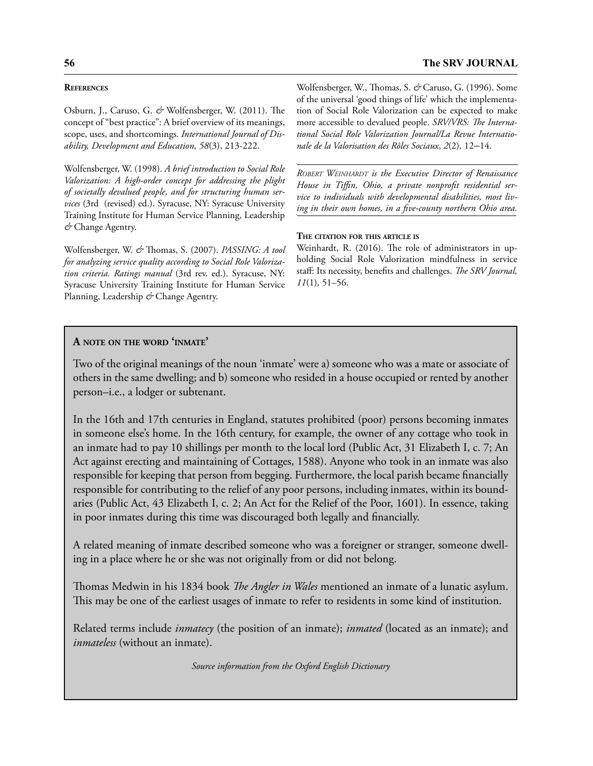**References**

Osburn, J., Caruso, G. & Wolfensberger, W. (2011). The concept of "best practice": A brief overview of its meanings, scope, uses, and shortcomings. *International Journal of Disability, Development and Education, 58*(3), 213-222.

Wolfensberger, W. (1998). *A brief introduction to Social Role Valorization: A high-order concept for addressing the plight of societally devalued people, and for structuring human services* (3rd (revised) ed.). Syracuse, NY: Syracuse University Training Institute for Human Service Planning, Leadership & Change Agentry.

Wolfensberger, W. & Thomas, S. (2007). *PASSING: A tool for analyzing service quality according to Social Role Valorization criteria. Ratings manual* (3rd rev. ed.). Syracuse, NY: Syracuse University Training Institute for Human Service Planning, Leadership & Change Agentry.

Wolfensberger, W., Thomas, S. & Caruso, G. (1996). Some of the universal 'good things of life' which the implementation of Social Role Valorization can be expected to make more accessible to devalued people. *SRV/VRS: The International Social Role Valorization Journal/La Revue Internationale de la Valorisation des Rôles Sociaux*, *2*(2), 12–14.

*Robert Weinhardt is the Executive Director of Renaissance House in Tiffin, Ohio, a private nonprofit residential service to individuals with developmental disabilities, most living in their own homes, in a five-county northern Ohio area.*

**The citation for this article is**

Weinhardt, R. (2016). The role of administrators in upholding Social Role Valorization mindfulness in service staff: Its necessity, benefits and challenges. *The SRV Journal, 11*(1), 51–56.

**A note on the word 'inmate'**

Two of the original meanings of the noun 'inmate' were a) someone who was a mate or associate of others in the same dwelling; and b) someone who resided in a house occupied or rented by another person–i.e., a lodger or subtenant.

In the 16th and 17th centuries in England, statutes prohibited (poor) persons becoming inmates in someone else's home. In the 16th century, for example, the owner of any cottage who took in an inmate had to pay 10 shillings per month to the local lord (Public Act, 31 Elizabeth I, c. 7; An Act against erecting and maintaining of Cottages, 1588). Anyone who took in an inmate was also responsible for keeping that person from begging. Furthermore, the local parish became financially responsible for contributing to the relief of any poor persons, including inmates, within its boundaries (Public Act, 43 Elizabeth I, c. 2; An Act for the Relief of the Poor, 1601). In essence, taking in poor inmates during this time was discouraged both legally and financially.

A related meaning of inmate described someone who was a foreigner or stranger, someone dwelling in a place where he or she was not originally from or did not belong.

Thomas Medwin in his 1834 book *The Angler in Wales* mentioned an inmate of a lunatic asylum. This may be one of the earliest usages of inmate to refer to residents in some kind of institution.

Related terms include *inmatecy* (the position of an inmate); *inmated* (located as an inmate); and *inmateless* (without an inmate).

*Source information from the Oxford English Dictionary*